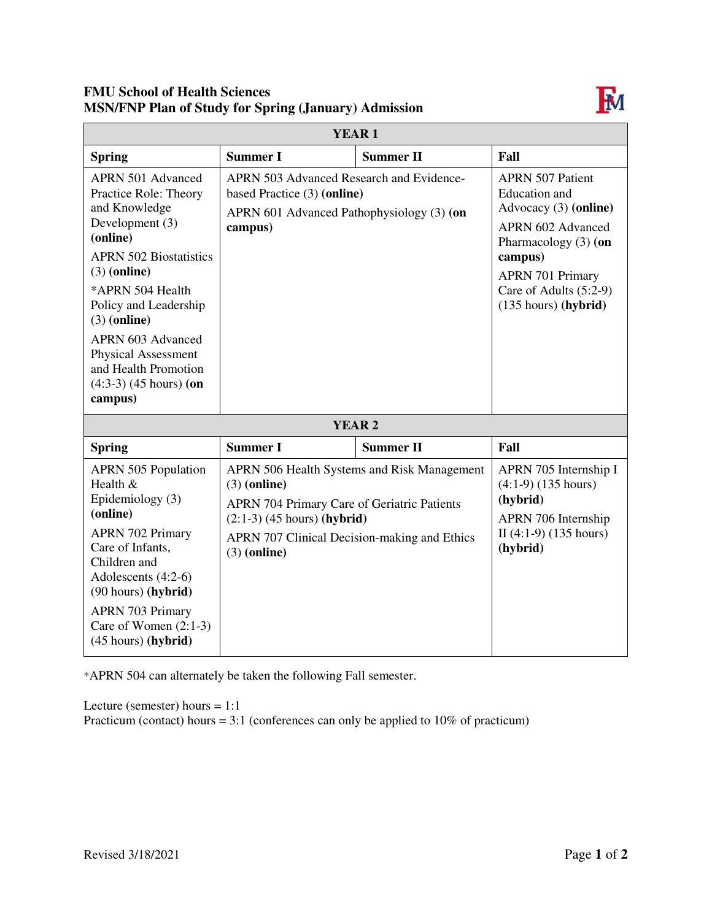**FMU School of Health Sciences**
**MSN/FNP Plan of Study for Spring (January) Admission**

| YEAR 1 | | | |
|---|---|---|---|
| **Spring** | **Summer I** | **Summer II** | **Fall** |
| APRN 501 Advanced Practice Role: Theory and Knowledge Development (3) **(online)**<br>APRN 502 Biostatistics (3) **(online)**<br>*APRN 504 Health Policy and Leadership (3) **(online)**<br>APRN 603 Advanced Physical Assessment and Health Promotion (4:3-3) (45 hours) **(on campus)** | APRN 503 Advanced Research and Evidence-based Practice (3) **(online)**<br>APRN 601 Advanced Pathophysiology (3) **(on campus)** | | APRN 507 Patient Education and Advocacy (3) **(online)**<br>APRN 602 Advanced Pharmacology (3) **(on campus)**<br>APRN 701 Primary Care of Adults (5:2-9) (135 hours) **(hybrid)** |
| **YEAR 2** | | | |
| **Spring** | **Summer I** | **Summer II** | **Fall** |
| APRN 505 Population Health & Epidemiology (3) **(online)**<br>APRN 702 Primary Care of Infants, Children and Adolescents (4:2-6) (90 hours) **(hybrid)**<br>APRN 703 Primary Care of Women (2:1-3) (45 hours) **(hybrid)** | APRN 506 Health Systems and Risk Management (3) **(online)**<br>APRN 704 Primary Care of Geriatric Patients (2:1-3) (45 hours) **(hybrid)**<br>APRN 707 Clinical Decision-making and Ethics (3) **(online)** | | APRN 705 Internship I (4:1-9) (135 hours) **(hybrid)**<br>APRN 706 Internship II (4:1-9) (135 hours) **(hybrid)** |

*APRN 504 can alternately be taken the following Fall semester.

Lecture (semester) hours = 1:1
Practicum (contact) hours = 3:1 (conferences can only be applied to 10% of practicum)

Revised 3/18/2021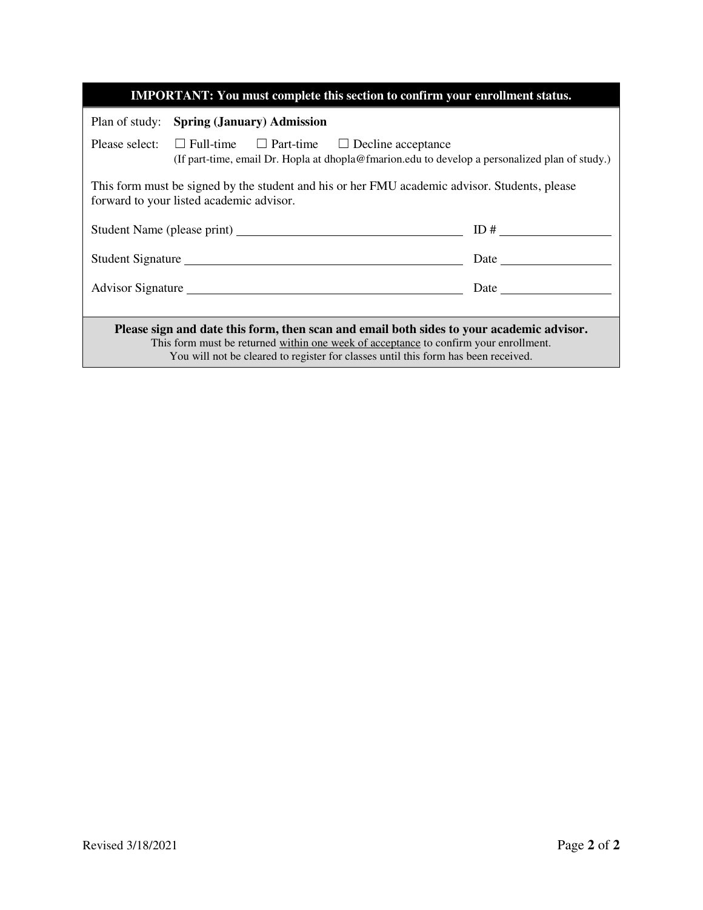**IMPORTANT: You must complete this section to confirm your enrollment status.**

Plan of study: **Spring (January) Admission**

Please select: ☐ Full-time ☐ Part-time ☐ Decline acceptance
(If part-time, email Dr. Hopla at dhopla@fmarion.edu to develop a personalized plan of study.)

This form must be signed by the student and his or her FMU academic advisor. Students, please forward to your listed academic advisor.

Student Name (please print) ______________________________ ID # ______________

Student Signature ______________________________ Date ______________

Advisor Signature ______________________________ Date ______________

**Please sign and date this form, then scan and email both sides to your academic advisor.**
This form must be returned within one week of acceptance to confirm your enrollment.
You will not be cleared to register for classes until this form has been received.

Revised 3/18/2021